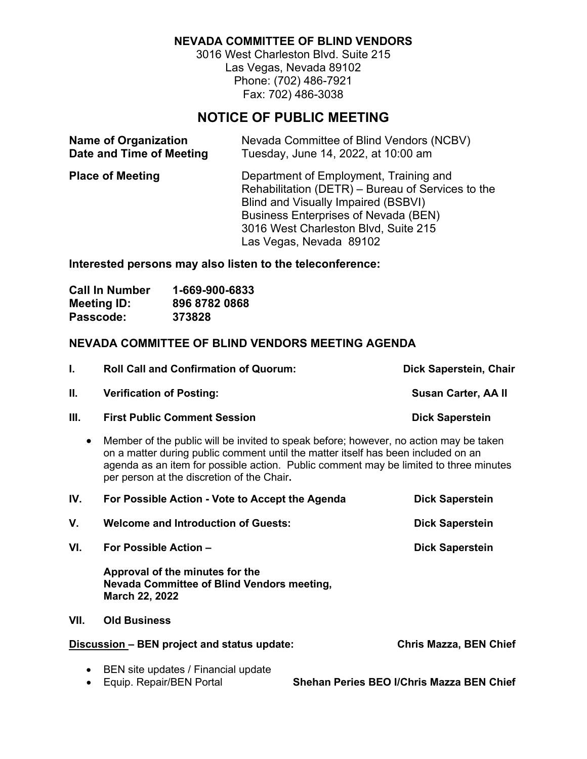**NEVADA COMMITTEE OF BLIND VENDORS**

3016 West Charleston Blvd. Suite 215
Las Vegas, Nevada 89102
Phone: (702) 486-7921
Fax: 702) 486-3038

# NOTICE OF PUBLIC MEETING

**Name of Organization** Nevada Committee of Blind Vendors (NCBV)

**Date and Time of Meeting** Tuesday, June 14, 2022, at 10:00 am

**Place of Meeting** Department of Employment, Training and Rehabilitation (DETR) – Bureau of Services to the Blind and Visually Impaired (BSBVI)
Business Enterprises of Nevada (BEN)
3016 West Charleston Blvd, Suite 215
Las Vegas, Nevada 89102

**Interested persons may also listen to the teleconference:**

**Call In Number** **1-669-900-6833**
**Meeting ID:** **896 8782 0868**
**Passcode:** **373828**

## NEVADA COMMITTEE OF BLIND VENDORS MEETING AGENDA

**I. Roll Call and Confirmation of Quorum:** **Dick Saperstein, Chair**

**II. Verification of Posting:** **Susan Carter, AA II**

**III. First Public Comment Session** **Dick Saperstein**

- Member of the public will be invited to speak before; however, no action may be taken on a matter during public comment until the matter itself has been included on an agenda as an item for possible action. Public comment may be limited to three minutes per person at the discretion of the Chair**.**

**IV. For Possible Action - Vote to Accept the Agenda** **Dick Saperstein**

**V. Welcome and Introduction of Guests:** **Dick Saperstein**

**VI. For Possible Action –** **Dick Saperstein**

**Approval of the minutes for the Nevada Committee of Blind Vendors meeting, March 22, 2022**

**VII. Old Business**

**Discussion – BEN project and status update:** **Chris Mazza, BEN Chief**

- BEN site updates / Financial update
- Equip. Repair/BEN Portal **Shehan Peries BEO I/Chris Mazza BEN Chief**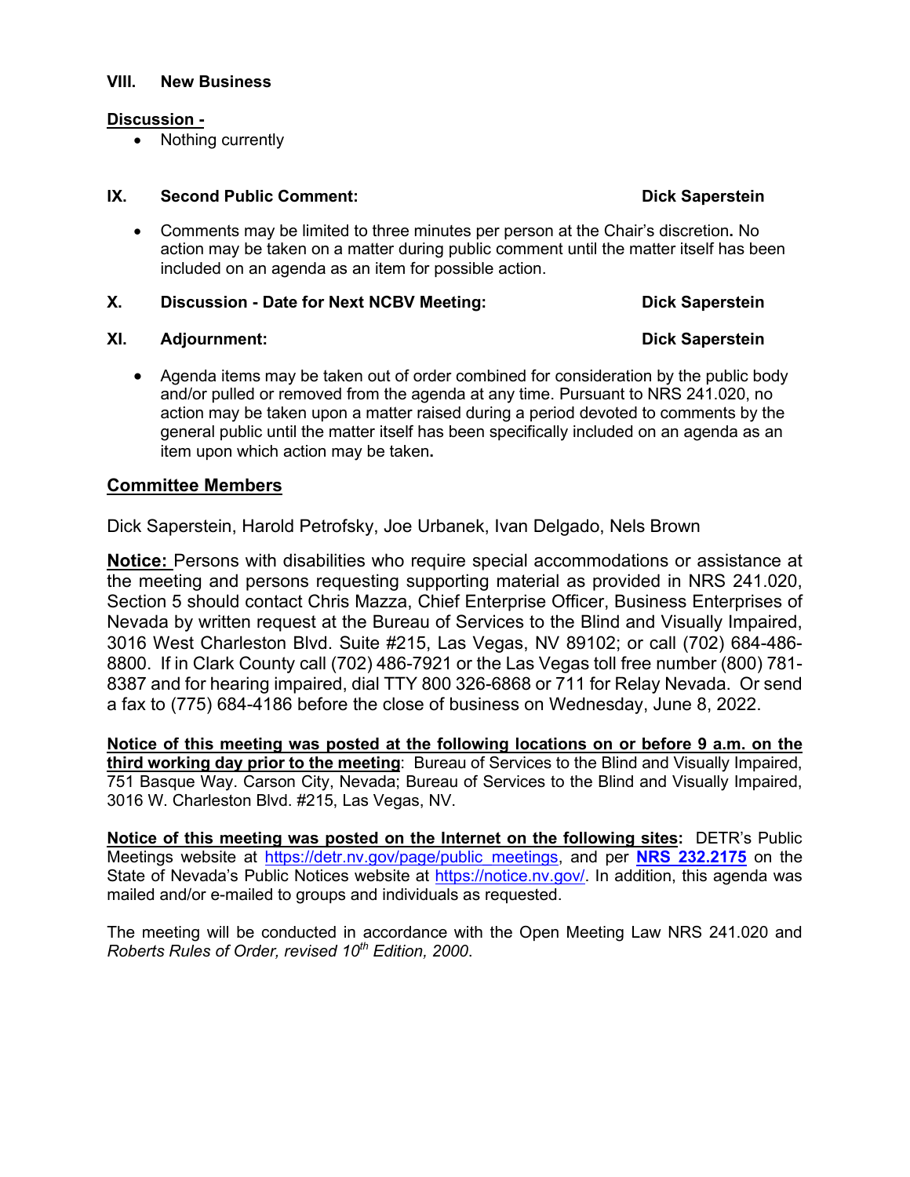**VIII. New Business**

**Discussion -**

- Nothing currently

**IX. Second Public Comment:** **Dick Saperstein**

- Comments may be limited to three minutes per person at the Chair's discretion**.** No action may be taken on a matter during public comment until the matter itself has been included on an agenda as an item for possible action.

**X. Discussion - Date for Next NCBV Meeting:** **Dick Saperstein**

**XI. Adjournment:** **Dick Saperstein**

- Agenda items may be taken out of order combined for consideration by the public body and/or pulled or removed from the agenda at any time. Pursuant to NRS 241.020, no action may be taken upon a matter raised during a period devoted to comments by the general public until the matter itself has been specifically included on an agenda as an item upon which action may be taken**.**

## Committee Members

Dick Saperstein, Harold Petrofsky, Joe Urbanek, Ivan Delgado, Nels Brown

**Notice:** Persons with disabilities who require special accommodations or assistance at the meeting and persons requesting supporting material as provided in NRS 241.020, Section 5 should contact Chris Mazza, Chief Enterprise Officer, Business Enterprises of Nevada by written request at the Bureau of Services to the Blind and Visually Impaired, 3016 West Charleston Blvd. Suite #215, Las Vegas, NV 89102; or call (702) 684-486-8800. If in Clark County call (702) 486-7921 or the Las Vegas toll free number (800) 781-8387 and for hearing impaired, dial TTY 800 326-6868 or 711 for Relay Nevada. Or send a fax to (775) 684-4186 before the close of business on Wednesday, June 8, 2022.

**Notice of this meeting was posted at the following locations on or before 9 a.m. on the third working day prior to the meeting**: Bureau of Services to the Blind and Visually Impaired, 751 Basque Way. Carson City, Nevada; Bureau of Services to the Blind and Visually Impaired, 3016 W. Charleston Blvd. #215, Las Vegas, NV.

**Notice of this meeting was posted on the Internet on the following sites:** DETR's Public Meetings website at https://detr.nv.gov/page/public_meetings, and per **NRS 232.2175** on the State of Nevada's Public Notices website at https://notice.nv.gov/. In addition, this agenda was mailed and/or e-mailed to groups and individuals as requested.

The meeting will be conducted in accordance with the Open Meeting Law NRS 241.020 and *Roberts Rules of Order, revised 10th Edition, 2000*.